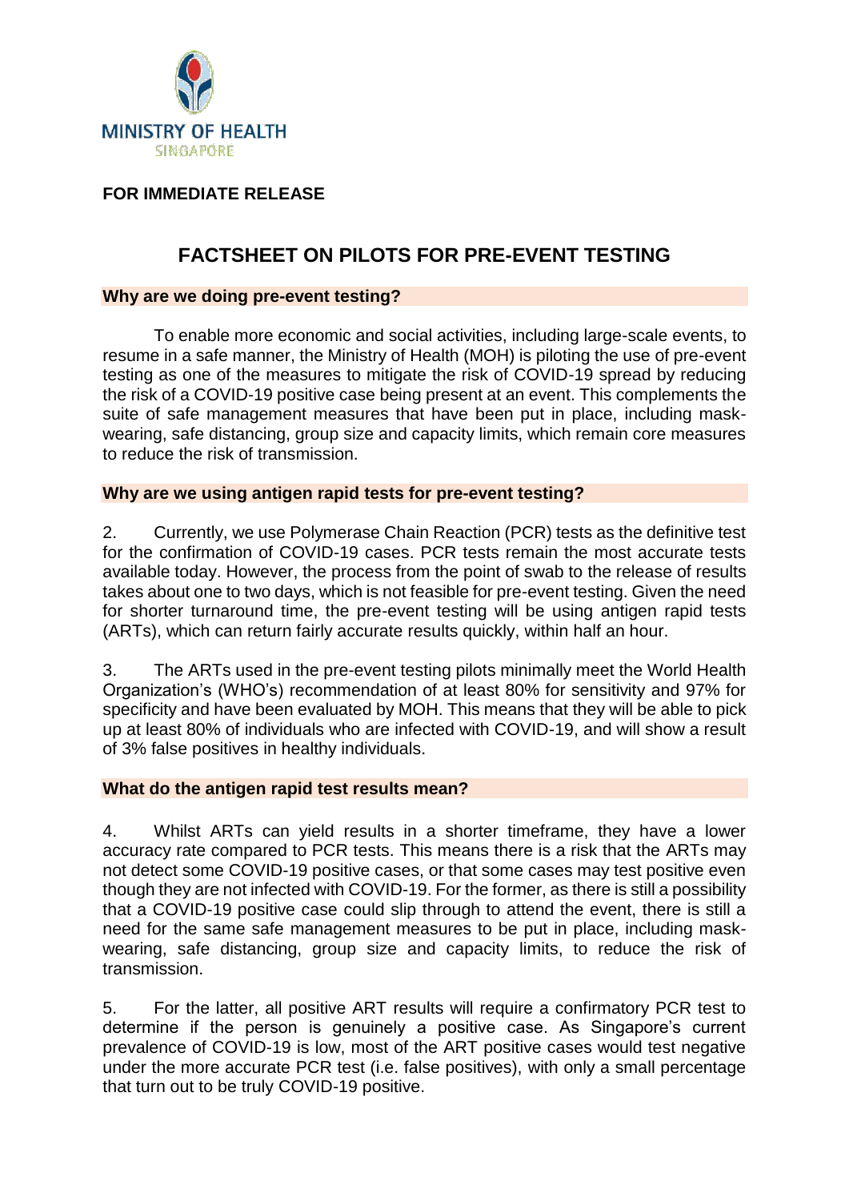MINISTRY OF HEALTH
SINGAPORE

**FOR IMMEDIATE RELEASE**

# FACTSHEET ON PILOTS FOR PRE-EVENT TESTING

## Why are we doing pre-event testing?

To enable more economic and social activities, including large-scale events, to resume in a safe manner, the Ministry of Health (MOH) is piloting the use of pre-event testing as one of the measures to mitigate the risk of COVID-19 spread by reducing the risk of a COVID-19 positive case being present at an event. This complements the suite of safe management measures that have been put in place, including mask-wearing, safe distancing, group size and capacity limits, which remain core measures to reduce the risk of transmission.

## Why are we using antigen rapid tests for pre-event testing?

2. Currently, we use Polymerase Chain Reaction (PCR) tests as the definitive test for the confirmation of COVID-19 cases. PCR tests remain the most accurate tests available today. However, the process from the point of swab to the release of results takes about one to two days, which is not feasible for pre-event testing. Given the need for shorter turnaround time, the pre-event testing will be using antigen rapid tests (ARTs), which can return fairly accurate results quickly, within half an hour.

3. The ARTs used in the pre-event testing pilots minimally meet the World Health Organization's (WHO's) recommendation of at least 80% for sensitivity and 97% for specificity and have been evaluated by MOH. This means that they will be able to pick up at least 80% of individuals who are infected with COVID-19, and will show a result of 3% false positives in healthy individuals.

## What do the antigen rapid test results mean?

4. Whilst ARTs can yield results in a shorter timeframe, they have a lower accuracy rate compared to PCR tests. This means there is a risk that the ARTs may not detect some COVID-19 positive cases, or that some cases may test positive even though they are not infected with COVID-19. For the former, as there is still a possibility that a COVID-19 positive case could slip through to attend the event, there is still a need for the same safe management measures to be put in place, including mask-wearing, safe distancing, group size and capacity limits, to reduce the risk of transmission.

5. For the latter, all positive ART results will require a confirmatory PCR test to determine if the person is genuinely a positive case. As Singapore's current prevalence of COVID-19 is low, most of the ART positive cases would test negative under the more accurate PCR test (i.e. false positives), with only a small percentage that turn out to be truly COVID-19 positive.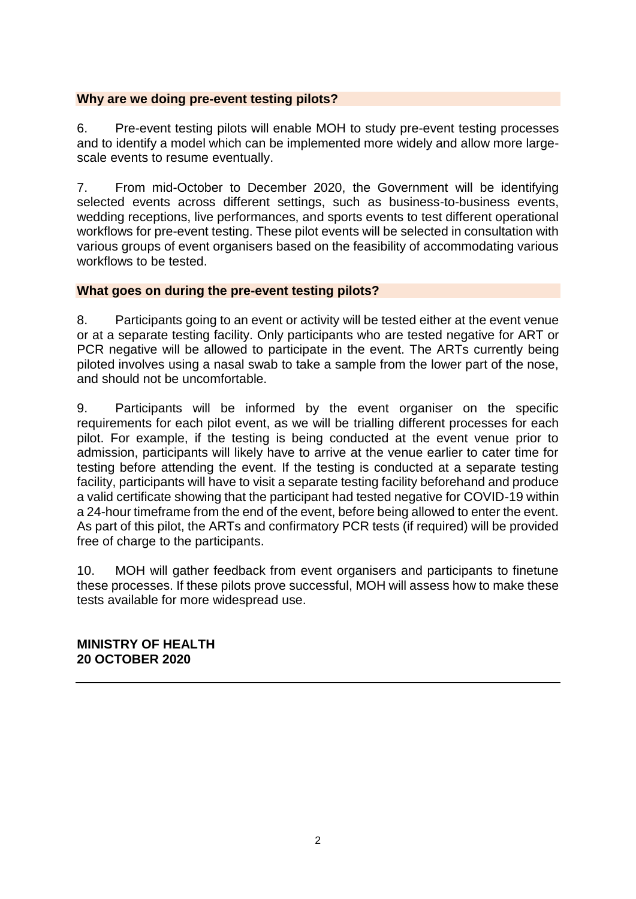### Why are we doing pre-event testing pilots?

6. Pre-event testing pilots will enable MOH to study pre-event testing processes and to identify a model which can be implemented more widely and allow more large-scale events to resume eventually.

7. From mid-October to December 2020, the Government will be identifying selected events across different settings, such as business-to-business events, wedding receptions, live performances, and sports events to test different operational workflows for pre-event testing. These pilot events will be selected in consultation with various groups of event organisers based on the feasibility of accommodating various workflows to be tested.

### What goes on during the pre-event testing pilots?

8. Participants going to an event or activity will be tested either at the event venue or at a separate testing facility. Only participants who are tested negative for ART or PCR negative will be allowed to participate in the event. The ARTs currently being piloted involves using a nasal swab to take a sample from the lower part of the nose, and should not be uncomfortable.

9. Participants will be informed by the event organiser on the specific requirements for each pilot event, as we will be trialling different processes for each pilot. For example, if the testing is being conducted at the event venue prior to admission, participants will likely have to arrive at the venue earlier to cater time for testing before attending the event. If the testing is conducted at a separate testing facility, participants will have to visit a separate testing facility beforehand and produce a valid certificate showing that the participant had tested negative for COVID-19 within a 24-hour timeframe from the end of the event, before being allowed to enter the event. As part of this pilot, the ARTs and confirmatory PCR tests (if required) will be provided free of charge to the participants.

10. MOH will gather feedback from event organisers and participants to finetune these processes. If these pilots prove successful, MOH will assess how to make these tests available for more widespread use.

**MINISTRY OF HEALTH**
**20 OCTOBER 2020**